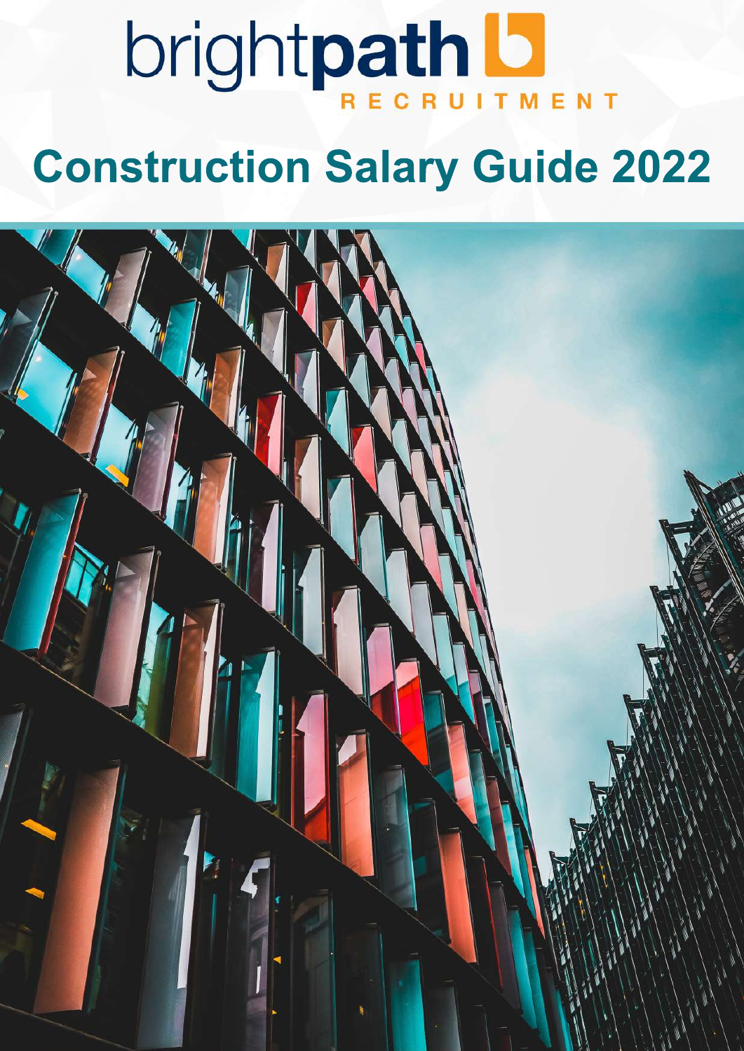brightpath RECRUITMENT

# Construction Salary Guide 2022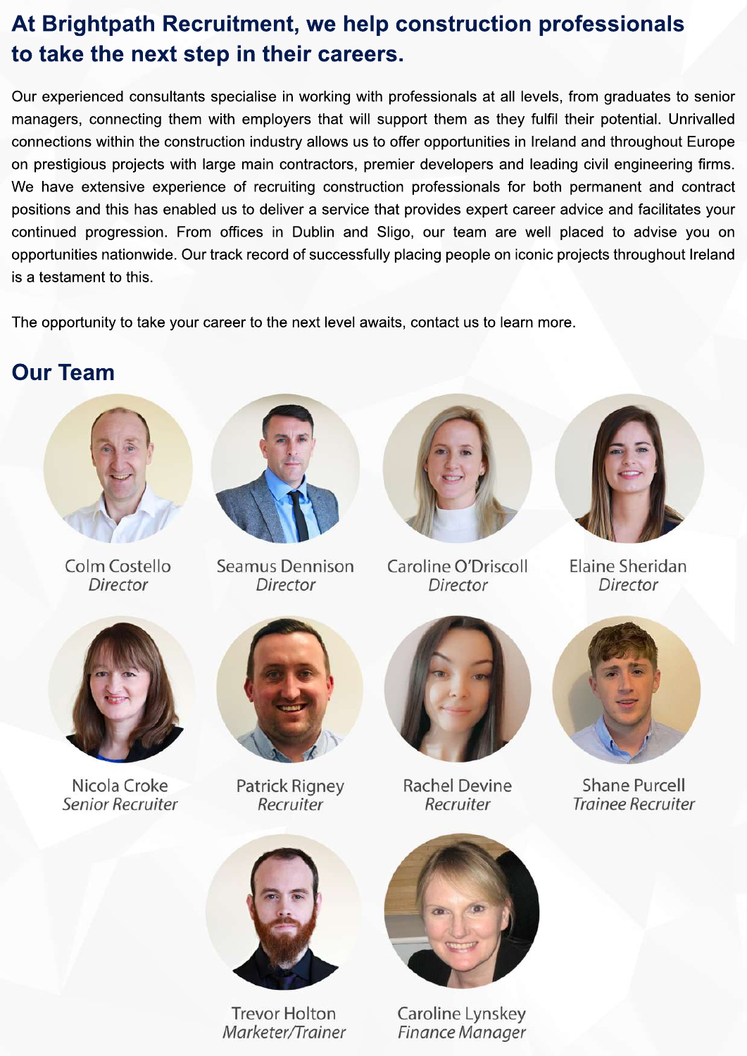## At Brightpath Recruitment, we help construction professionals to take the next step in their careers.

Our experienced consultants specialise in working with professionals at all levels, from graduates to senior managers, connecting them with employers that will support them as they fulfil their potential. Unrivalled connections within the construction industry allows us to offer opportunities in Ireland and throughout Europe on prestigious projects with large main contractors, premier developers and leading civil engineering firms. We have extensive experience of recruiting construction professionals for both permanent and contract positions and this has enabled us to deliver a service that provides expert career advice and facilitates your continued progression. From offices in Dublin and Sligo, our team are well placed to advise you on opportunities nationwide. Our track record of successfully placing people on iconic projects throughout Ireland is a testament to this.

The opportunity to take your career to the next level awaits, contact us to learn more.

## Our Team

Colm Costello
*Director*

Seamus Dennison
*Director*

Caroline O'Driscoll
*Director*

Elaine Sheridan
*Director*

Nicola Croke
*Senior Recruiter*

Patrick Rigney
*Recruiter*

Rachel Devine
*Recruiter*

Shane Purcell
*Trainee Recruiter*

Trevor Holton
*Marketer/Trainer*

Caroline Lynskey
*Finance Manager*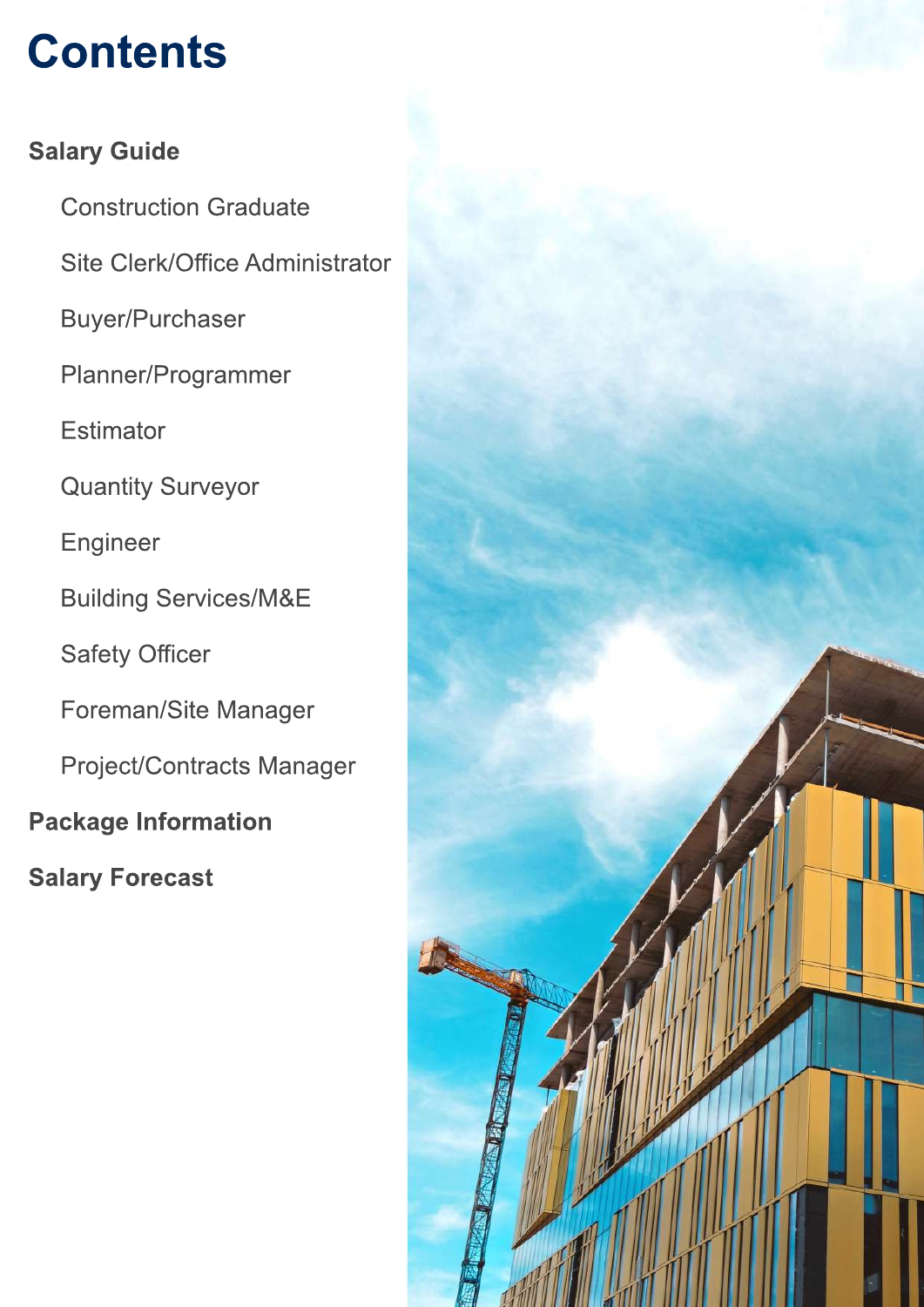# Contents

**Salary Guide**

- Construction Graduate
- Site Clerk/Office Administrator
- Buyer/Purchaser
- Planner/Programmer
- Estimator
- Quantity Surveyor
- Engineer
- Building Services/M&E
- Safety Officer
- Foreman/Site Manager
- Project/Contracts Manager

**Package Information**

**Salary Forecast**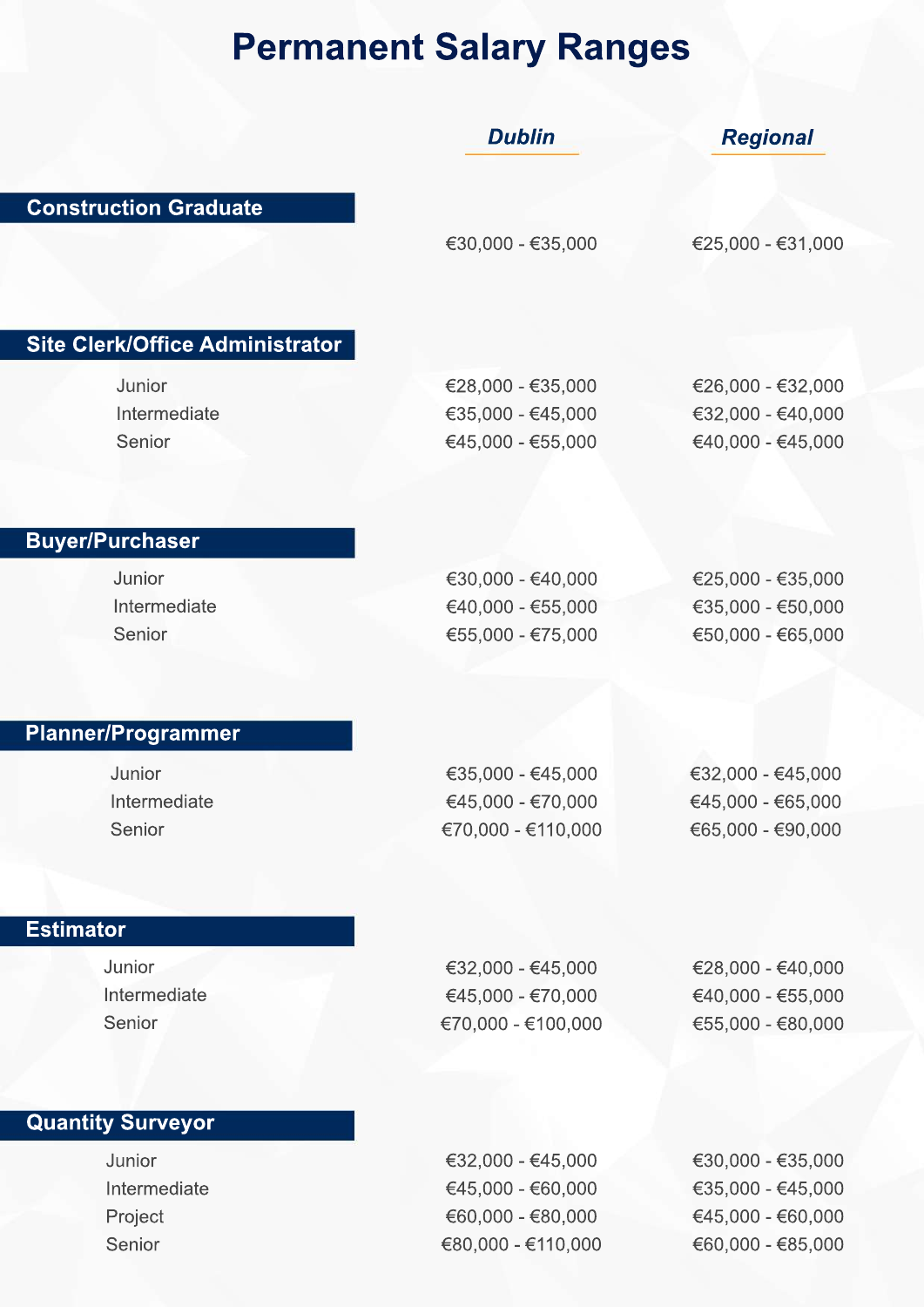# Permanent Salary Ranges

| Role | Dublin | Regional |
| --- | --- | --- |
| **Construction Graduate** | €30,000 - €35,000 | €25,000 - €31,000 |
| **Site Clerk/Office Administrator** | | |
| Junior | €28,000 - €35,000 | €26,000 - €32,000 |
| Intermediate | €35,000 - €45,000 | €32,000 - €40,000 |
| Senior | €45,000 - €55,000 | €40,000 - €45,000 |
| **Buyer/Purchaser** | | |
| Junior | €30,000 - €40,000 | €25,000 - €35,000 |
| Intermediate | €40,000 - €55,000 | €35,000 - €50,000 |
| Senior | €55,000 - €75,000 | €50,000 - €65,000 |
| **Planner/Programmer** | | |
| Junior | €35,000 - €45,000 | €32,000 - €45,000 |
| Intermediate | €45,000 - €70,000 | €45,000 - €65,000 |
| Senior | €70,000 - €110,000 | €65,000 - €90,000 |
| **Estimator** | | |
| Junior | €32,000 - €45,000 | €28,000 - €40,000 |
| Intermediate | €45,000 - €70,000 | €40,000 - €55,000 |
| Senior | €70,000 - €100,000 | €55,000 - €80,000 |
| **Quantity Surveyor** | | |
| Junior | €32,000 - €45,000 | €30,000 - €35,000 |
| Intermediate | €45,000 - €60,000 | €35,000 - €45,000 |
| Project | €60,000 - €80,000 | €45,000 - €60,000 |
| Senior | €80,000 - €110,000 | €60,000 - €85,000 |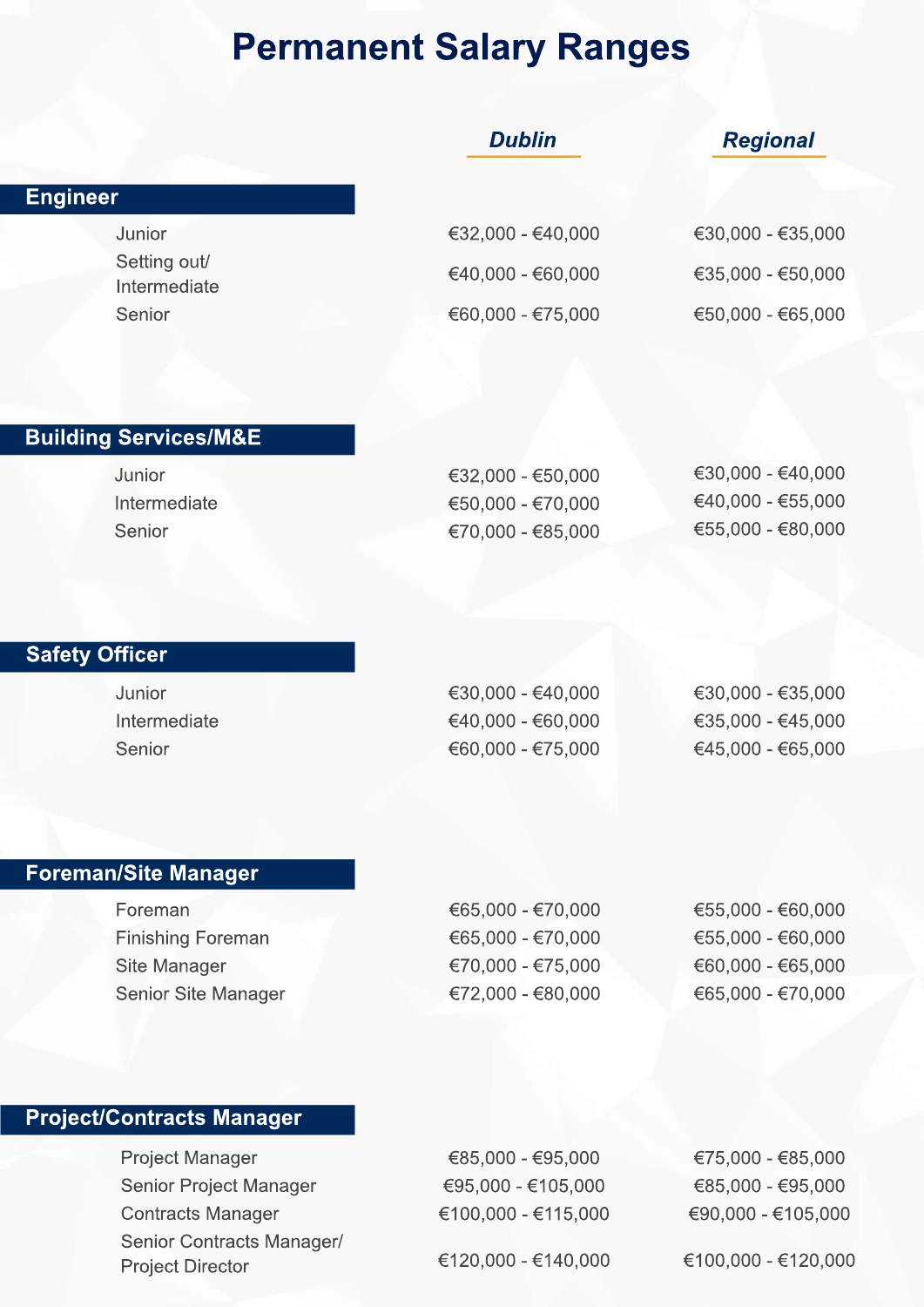# Permanent Salary Ranges

| | Dublin | Regional |
|---|---|---|
| **Engineer** | | |
| Junior | €32,000 - €40,000 | €30,000 - €35,000 |
| Setting out/ Intermediate | €40,000 - €60,000 | €35,000 - €50,000 |
| Senior | €60,000 - €75,000 | €50,000 - €65,000 |
| **Building Services/M&E** | | |
| Junior | €32,000 - €50,000 | €30,000 - €40,000 |
| Intermediate | €50,000 - €70,000 | €40,000 - €55,000 |
| Senior | €70,000 - €85,000 | €55,000 - €80,000 |
| **Safety Officer** | | |
| Junior | €30,000 - €40,000 | €30,000 - €35,000 |
| Intermediate | €40,000 - €60,000 | €35,000 - €45,000 |
| Senior | €60,000 - €75,000 | €45,000 - €65,000 |
| **Foreman/Site Manager** | | |
| Foreman | €65,000 - €70,000 | €55,000 - €60,000 |
| Finishing Foreman | €65,000 - €70,000 | €55,000 - €60,000 |
| Site Manager | €70,000 - €75,000 | €60,000 - €65,000 |
| Senior Site Manager | €72,000 - €80,000 | €65,000 - €70,000 |
| **Project/Contracts Manager** | | |
| Project Manager | €85,000 - €95,000 | €75,000 - €85,000 |
| Senior Project Manager | €95,000 - €105,000 | €85,000 - €95,000 |
| Contracts Manager | €100,000 - €115,000 | €90,000 - €105,000 |
| Senior Contracts Manager/ Project Director | €120,000 - €140,000 | €100,000 - €120,000 |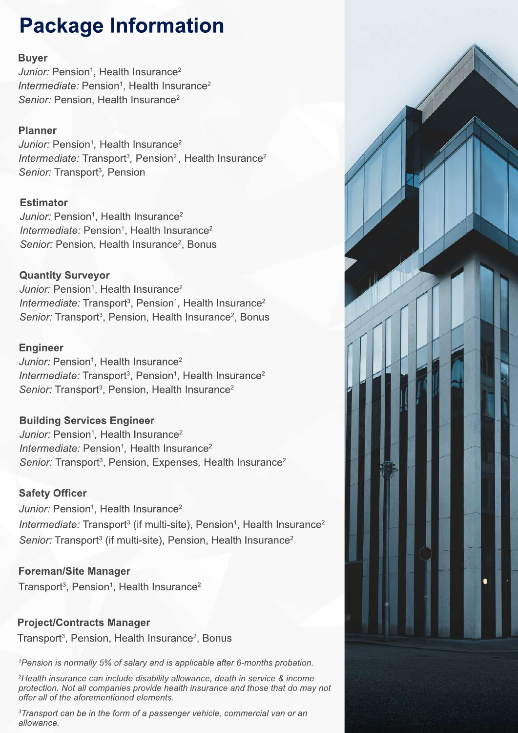# Package Information

**Buyer**
*Junior:* Pension[1], Health Insurance[2]
*Intermediate:* Pension[1], Health Insurance[2]
*Senior:* Pension, Health Insurance[2]

**Planner**
*Junior:* Pension[1], Health Insurance[2]
*Intermediate:* Transport[3], Pension[2], Health Insurance[2]
*Senior:* Transport[3], Pension

**Estimator**
*Junior:* Pension[1], Health Insurance[2]
*Intermediate:* Pension[1], Health Insurance[2]
*Senior:* Pension, Health Insurance[2], Bonus

**Quantity Surveyor**
*Junior:* Pension[1], Health Insurance[2]
*Intermediate:* Transport[3], Pension[1], Health Insurance[2]
*Senior:* Transport[3], Pension, Health Insurance[2], Bonus

**Engineer**
*Junior:* Pension[1], Health Insurance[2]
*Intermediate:* Transport[3], Pension[1], Health Insurance[2]
*Senior:* Transport[3], Pension, Health Insurance[2]

**Building Services Engineer**
*Junior:* Pension[1], Health Insurance[2]
*Intermediate:* Pension[1], Health Insurance[2]
*Senior:* Transport[3], Pension, Expenses, Health Insurance[2]

**Safety Officer**
*Junior:* Pension[1], Health Insurance[2]
*Intermediate:* Transport[3] (if multi-site), Pension[1], Health Insurance[2]
*Senior:* Transport[3] (if multi-site), Pension, Health Insurance[2]

**Foreman/Site Manager**
Transport[3], Pension[1], Health Insurance[2]

**Project/Contracts Manager**
Transport[3], Pension, Health Insurance[2], Bonus

*[1]Pension is normally 5% of salary and is applicable after 6-months probation.*

*[2]Health insurance can include disability allowance, death in service & income protection. Not all companies provide health insurance and those that do may not offer all of the aforementioned elements.*

*[3]Transport can be in the form of a passenger vehicle, commercial van or an allowance.*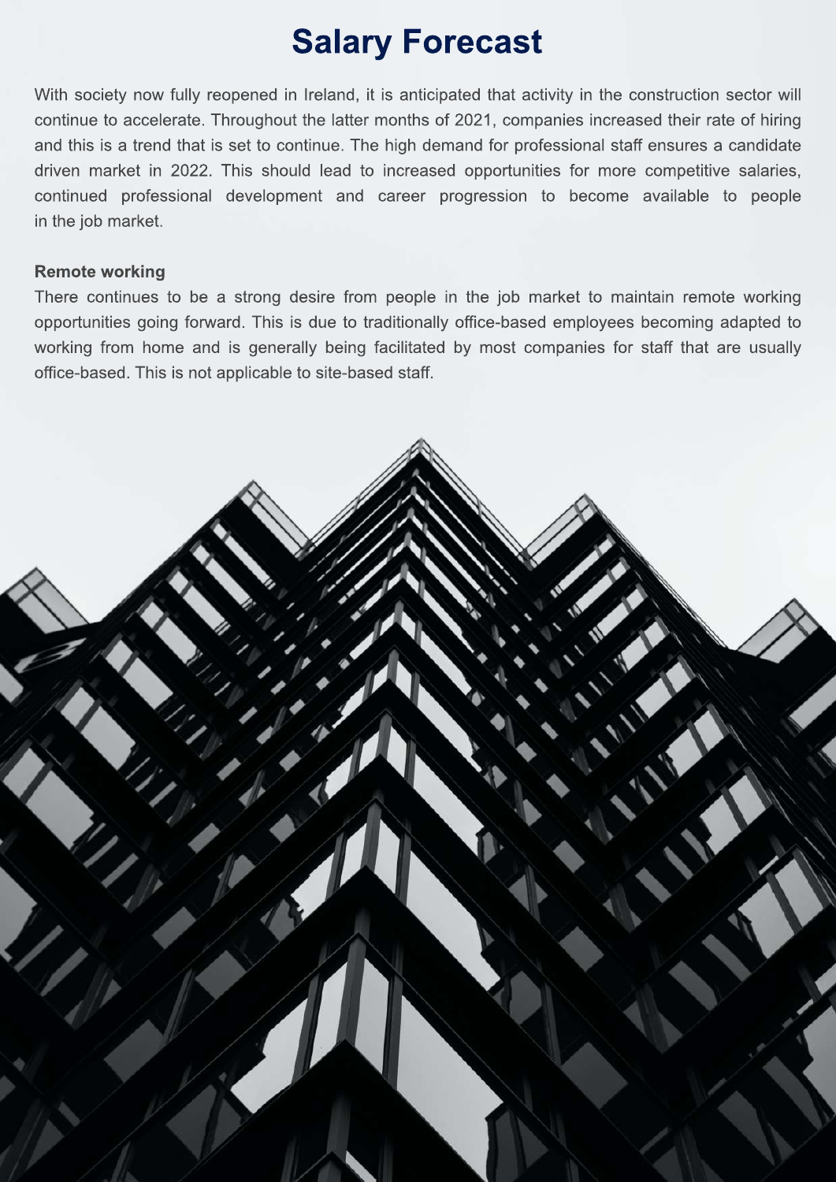# Salary Forecast

With society now fully reopened in Ireland, it is anticipated that activity in the construction sector will continue to accelerate. Throughout the latter months of 2021, companies increased their rate of hiring and this is a trend that is set to continue. The high demand for professional staff ensures a candidate driven market in 2022. This should lead to increased opportunities for more competitive salaries, continued professional development and career progression to become available to people in the job market.

**Remote working**

There continues to be a strong desire from people in the job market to maintain remote working opportunities going forward. This is due to traditionally office-based employees becoming adapted to working from home and is generally being facilitated by most companies for staff that are usually office-based. This is not applicable to site-based staff.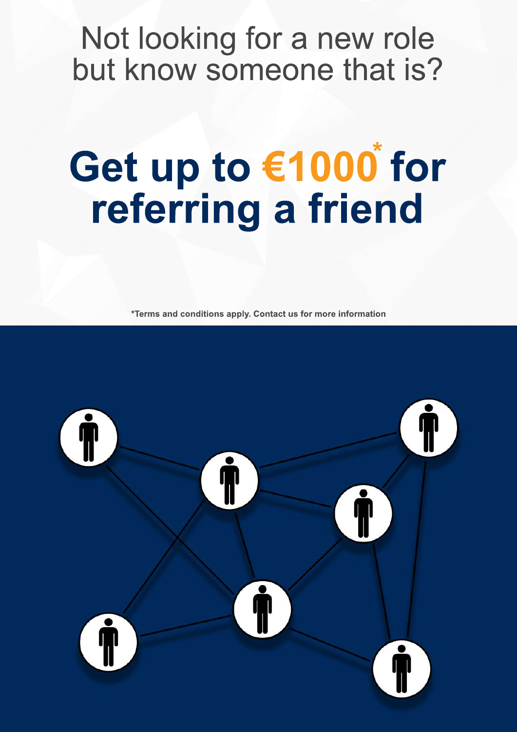Not looking for a new role but know someone that is?

# Get up to €1000* for referring a friend

**\*Terms and conditions apply. Contact us for more information**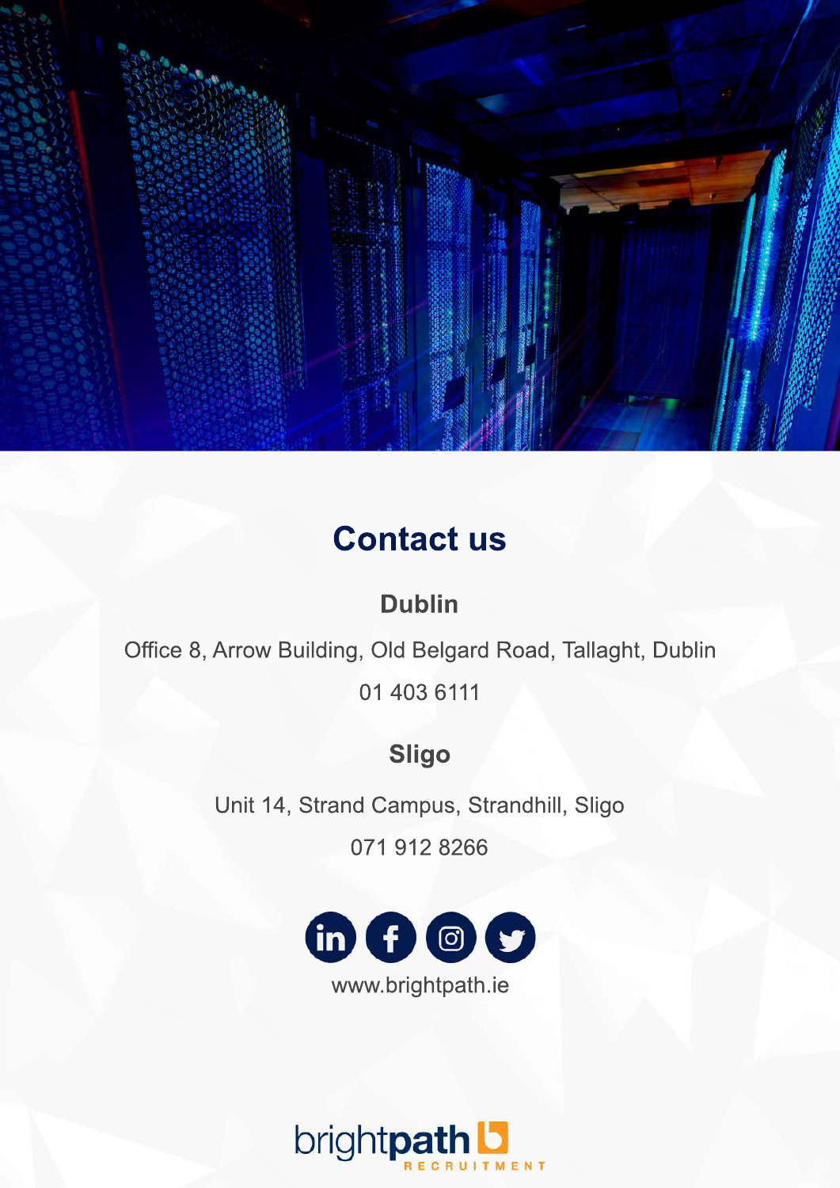# Contact us

## Dublin

Office 8, Arrow Building, Old Belgard Road, Tallaght, Dublin

01 403 6111

## Sligo

Unit 14, Strand Campus, Strandhill, Sligo

071 912 8266

www.brightpath.ie

brightpath RECRUITMENT